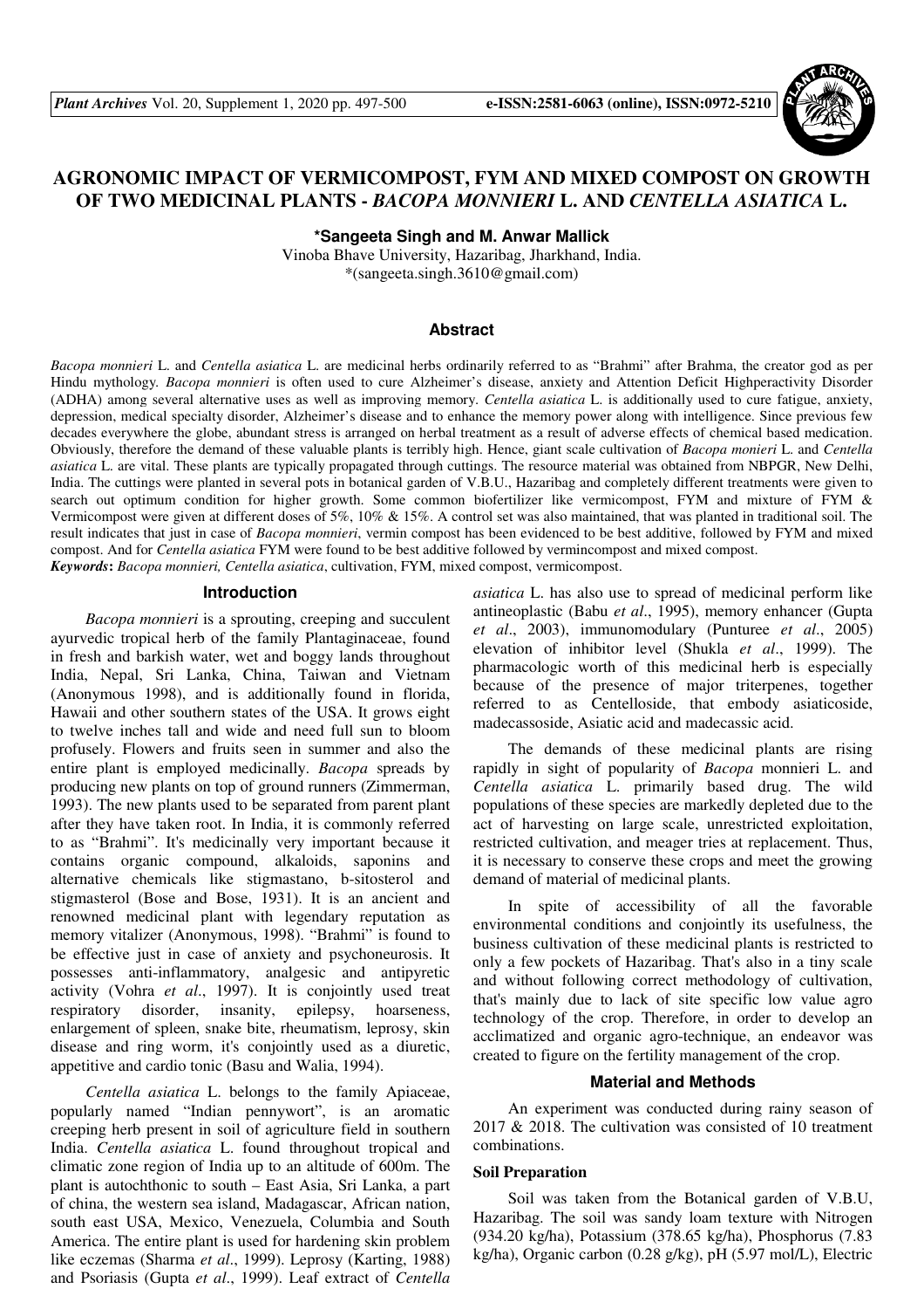# AGRONOMIC IMPACT OF VERMICOMPOST, FYM AND MIXED COMPOST ON GROWTH OF TWO MEDICINAL PLANTS - *BACOPA MONNIERI* L. AND *CENTELLA ASIATICA* L.

**\*Sangeeta Singh and M. Anwar Mallick**

Vinoba Bhave University, Hazaribag, Jharkhand, India.
\*(sangeeta.singh.3610@gmail.com)

## Abstract

*Bacopa monnieri* L. and *Centella asiatica* L. are medicinal herbs ordinarily referred to as "Brahmi" after Brahma, the creator god as per Hindu mythology. *Bacopa monnieri* is often used to cure Alzheimer's disease, anxiety and Attention Deficit Highperactivity Disorder (ADHA) among several alternative uses as well as improving memory. *Centella asiatica* L. is additionally used to cure fatigue, anxiety, depression, medical specialty disorder, Alzheimer's disease and to enhance the memory power along with intelligence. Since previous few decades everywhere the globe, abundant stress is arranged on herbal treatment as a result of adverse effects of chemical based medication. Obviously, therefore the demand of these valuable plants is terribly high. Hence, giant scale cultivation of *Bacopa monieri* L. and *Centella asiatica* L. are vital. These plants are typically propagated through cuttings. The resource material was obtained from NBPGR, New Delhi, India. The cuttings were planted in several pots in botanical garden of V.B.U., Hazaribag and completely different treatments were given to search out optimum condition for higher growth. Some common biofertilizer like vermicompost, FYM and mixture of FYM & Vermicompost were given at different doses of 5%, 10% & 15%. A control set was also maintained, that was planted in traditional soil. The result indicates that just in case of *Bacopa monnieri*, vermin compost has been evidenced to be best additive, followed by FYM and mixed compost. And for *Centella asiatica* FYM were found to be best additive followed by vermincompost and mixed compost.

***Keywords*:** *Bacopa monnieri, Centella asiatica*, cultivation, FYM, mixed compost, vermicompost.

## Introduction

*Bacopa monnieri* is a sprouting, creeping and succulent ayurvedic tropical herb of the family Plantaginaceae, found in fresh and barkish water, wet and boggy lands throughout India, Nepal, Sri Lanka, China, Taiwan and Vietnam (Anonymous 1998), and is additionally found in florida, Hawaii and other southern states of the USA. It grows eight to twelve inches tall and wide and need full sun to bloom profusely. Flowers and fruits seen in summer and also the entire plant is employed medicinally. *Bacopa* spreads by producing new plants on top of ground runners (Zimmerman, 1993). The new plants used to be separated from parent plant after they have taken root. In India, it is commonly referred to as "Brahmi". It's medicinally very important because it contains organic compound, alkaloids, saponins and alternative chemicals like stigmastano, b-sitosterol and stigmasterol (Bose and Bose, 1931). It is an ancient and renowned medicinal plant with legendary reputation as memory vitalizer (Anonymous, 1998). "Brahmi" is found to be effective just in case of anxiety and psychoneurosis. It possesses anti-inflammatory, analgesic and antipyretic activity (Vohra *et al*., 1997). It is conjointly used treat respiratory disorder, insanity, epilepsy, hoarseness, enlargement of spleen, snake bite, rheumatism, leprosy, skin disease and ring worm, it's conjointly used as a diuretic, appetitive and cardio tonic (Basu and Walia, 1994).

*Centella asiatica* L. belongs to the family Apiaceae, popularly named "Indian pennywort", is an aromatic creeping herb present in soil of agriculture field in southern India. *Centella asiatica* L. found throughout tropical and climatic zone region of India up to an altitude of 600m. The plant is autochthonic to south – East Asia, Sri Lanka, a part of china, the western sea island, Madagascar, African nation, south east USA, Mexico, Venezuela, Columbia and South America. The entire plant is used for hardening skin problem like eczemas (Sharma *et al*., 1999). Leprosy (Karting, 1988) and Psoriasis (Gupta *et al*., 1999). Leaf extract of *Centella asiatica* L. has also use to spread of medicinal perform like antineoplastic (Babu *et al*., 1995), memory enhancer (Gupta *et al*., 2003), immunomodulary (Punturee *et al*., 2005) elevation of inhibitor level (Shukla *et al*., 1999). The pharmacologic worth of this medicinal herb is especially because of the presence of major triterpenes, together referred to as Centelloside, that embody asiaticoside, madecassoside, Asiatic acid and madecassic acid.

The demands of these medicinal plants are rising rapidly in sight of popularity of *Bacopa* monnieri L. and *Centella asiatica* L. primarily based drug. The wild populations of these species are markedly depleted due to the act of harvesting on large scale, unrestricted exploitation, restricted cultivation, and meager tries at replacement. Thus, it is necessary to conserve these crops and meet the growing demand of material of medicinal plants.

In spite of accessibility of all the favorable environmental conditions and conjointly its usefulness, the business cultivation of these medicinal plants is restricted to only a few pockets of Hazaribag. That's also in a tiny scale and without following correct methodology of cultivation, that's mainly due to lack of site specific low value agro technology of the crop. Therefore, in order to develop an acclimatized and organic agro-technique, an endeavor was created to figure on the fertility management of the crop.

## Material and Methods

An experiment was conducted during rainy season of 2017 & 2018. The cultivation was consisted of 10 treatment combinations.

### Soil Preparation

Soil was taken from the Botanical garden of V.B.U, Hazaribag. The soil was sandy loam texture with Nitrogen (934.20 kg/ha), Potassium (378.65 kg/ha), Phosphorus (7.83 kg/ha), Organic carbon (0.28 g/kg), pH (5.97 mol/L), Electric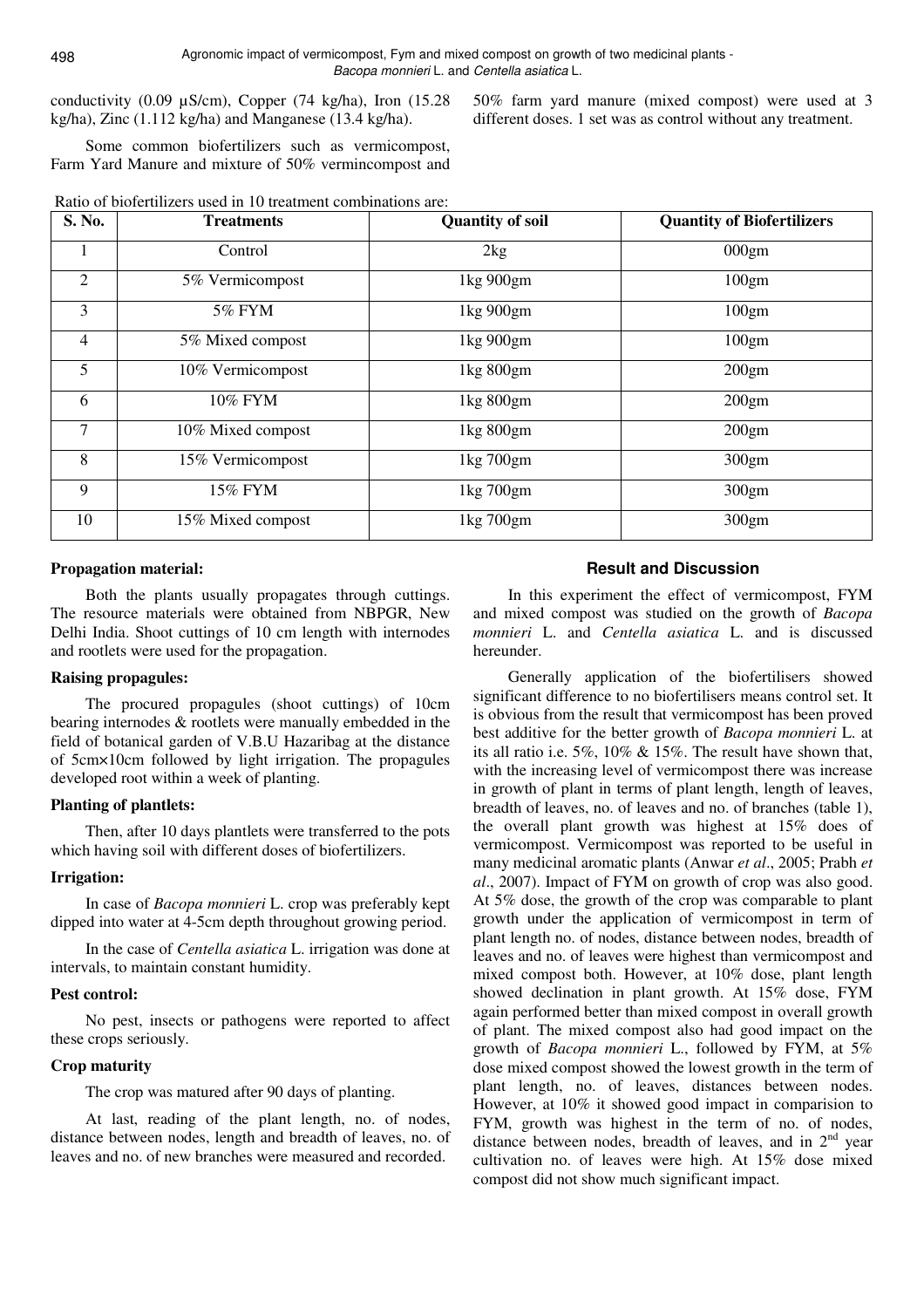conductivity (0.09 µS/cm), Copper (74 kg/ha), Iron (15.28 kg/ha), Zinc (1.112 kg/ha) and Manganese (13.4 kg/ha).

Some common biofertilizers such as vermicompost, Farm Yard Manure and mixture of 50% vermincompost and 50% farm yard manure (mixed compost) were used at 3 different doses. 1 set was as control without any treatment.

Ratio of biofertilizers used in 10 treatment combinations are:

| S. No. | Treatments | Quantity of soil | Quantity of Biofertilizers |
|---|---|---|---|
| 1 | Control | 2kg | 000gm |
| 2 | 5% Vermicompost | 1kg 900gm | 100gm |
| 3 | 5% FYM | 1kg 900gm | 100gm |
| 4 | 5% Mixed compost | 1kg 900gm | 100gm |
| 5 | 10% Vermicompost | 1kg 800gm | 200gm |
| 6 | 10% FYM | 1kg 800gm | 200gm |
| 7 | 10% Mixed compost | 1kg 800gm | 200gm |
| 8 | 15% Vermicompost | 1kg 700gm | 300gm |
| 9 | 15% FYM | 1kg 700gm | 300gm |
| 10 | 15% Mixed compost | 1kg 700gm | 300gm |

**Propagation material:**

Both the plants usually propagates through cuttings. The resource materials were obtained from NBPGR, New Delhi India. Shoot cuttings of 10 cm length with internodes and rootlets were used for the propagation.

**Raising propagules:**

The procured propagules (shoot cuttings) of 10cm bearing internodes & rootlets were manually embedded in the field of botanical garden of V.B.U Hazaribag at the distance of 5cm×10cm followed by light irrigation. The propagules developed root within a week of planting.

**Planting of plantlets:**

Then, after 10 days plantlets were transferred to the pots which having soil with different doses of biofertilizers.

**Irrigation:**

In case of *Bacopa monnieri* L. crop was preferably kept dipped into water at 4-5cm depth throughout growing period.

In the case of *Centella asiatica* L. irrigation was done at intervals, to maintain constant humidity.

**Pest control:**

No pest, insects or pathogens were reported to affect these crops seriously.

**Crop maturity**

The crop was matured after 90 days of planting.

At last, reading of the plant length, no. of nodes, distance between nodes, length and breadth of leaves, no. of leaves and no. of new branches were measured and recorded.

## Result and Discussion

In this experiment the effect of vermicompost, FYM and mixed compost was studied on the growth of *Bacopa monnieri* L. and *Centella asiatica* L. and is discussed hereunder.

Generally application of the biofertilisers showed significant difference to no biofertilisers means control set. It is obvious from the result that vermicompost has been proved best additive for the better growth of *Bacopa monnieri* L. at its all ratio i.e. 5%, 10% & 15%. The result have shown that, with the increasing level of vermicompost there was increase in growth of plant in terms of plant length, length of leaves, breadth of leaves, no. of leaves and no. of branches (table 1), the overall plant growth was highest at 15% does of vermicompost. Vermicompost was reported to be useful in many medicinal aromatic plants (Anwar *et al*., 2005; Prabh *et al*., 2007). Impact of FYM on growth of crop was also good. At 5% dose, the growth of the crop was comparable to plant growth under the application of vermicompost in term of plant length no. of nodes, distance between nodes, breadth of leaves and no. of leaves were highest than vermicompost and mixed compost both. However, at 10% dose, plant length showed declination in plant growth. At 15% dose, FYM again performed better than mixed compost in overall growth of plant. The mixed compost also had good impact on the growth of *Bacopa monnieri* L., followed by FYM, at 5% dose mixed compost showed the lowest growth in the term of plant length, no. of leaves, distances between nodes. However, at 10% it showed good impact in comparision to FYM, growth was highest in the term of no. of nodes, distance between nodes, breadth of leaves, and in 2nd year cultivation no. of leaves were high. At 15% dose mixed compost did not show much significant impact.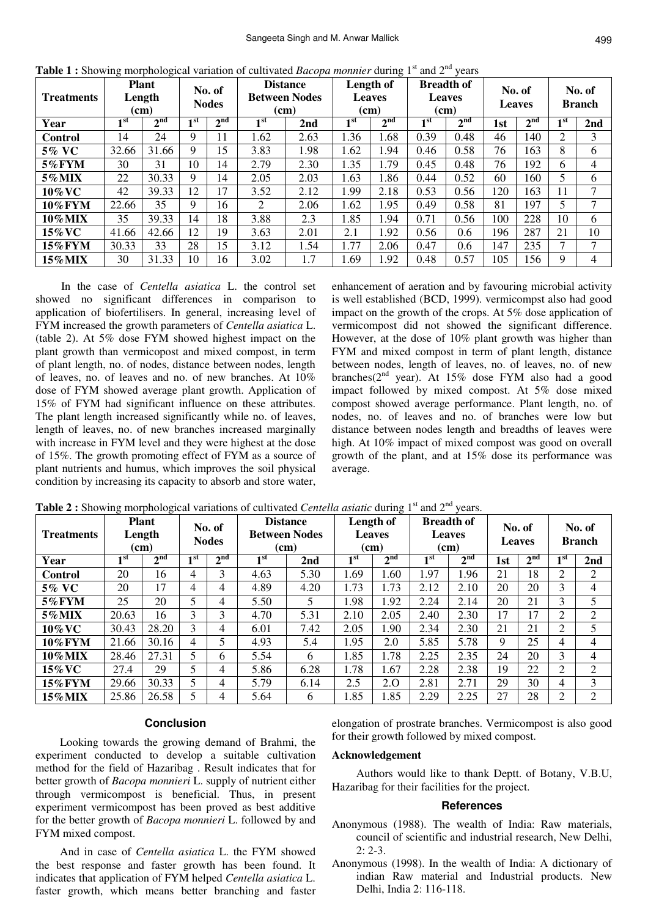**Table 1 :** Showing morphological variation of cultivated *Bacopa monnier* during 1st and 2nd years

| Treatments | Plant Length (cm) | | No. of Nodes | | Distance Between Nodes (cm) | | Length of Leaves (cm) | | Breadth of Leaves (cm) | | No. of Leaves | | No. of Branch | |
|---|---|---|---|---|---|---|---|---|---|---|---|---|---|---|
| **Year** | **1st** | **2nd** | **1st** | **2nd** | **1st** | **2nd** | **1st** | **2nd** | **1st** | **2nd** | **1st** | **2nd** | **1st** | **2nd** |
| **Control** | 14 | 24 | 9 | 11 | 1.62 | 2.63 | 1.36 | 1.68 | 0.39 | 0.48 | 46 | 140 | 2 | 3 |
| **5% VC** | 32.66 | 31.66 | 9 | 15 | 3.83 | 1.98 | 1.62 | 1.94 | 0.46 | 0.58 | 76 | 163 | 8 | 6 |
| **5%FYM** | 30 | 31 | 10 | 14 | 2.79 | 2.30 | 1.35 | 1.79 | 0.45 | 0.48 | 76 | 192 | 6 | 4 |
| **5%MIX** | 22 | 30.33 | 9 | 14 | 2.05 | 2.03 | 1.63 | 1.86 | 0.44 | 0.52 | 60 | 160 | 5 | 6 |
| **10%VC** | 42 | 39.33 | 12 | 17 | 3.52 | 2.12 | 1.99 | 2.18 | 0.53 | 0.56 | 120 | 163 | 11 | 7 |
| **10%FYM** | 22.66 | 35 | 9 | 16 | 2 | 2.06 | 1.62 | 1.95 | 0.49 | 0.58 | 81 | 197 | 5 | 7 |
| **10%MIX** | 35 | 39.33 | 14 | 18 | 3.88 | 2.3 | 1.85 | 1.94 | 0.71 | 0.56 | 100 | 228 | 10 | 6 |
| **15%VC** | 41.66 | 42.66 | 12 | 19 | 3.63 | 2.01 | 2.1 | 1.92 | 0.56 | 0.6 | 196 | 287 | 21 | 10 |
| **15%FYM** | 30.33 | 33 | 28 | 15 | 3.12 | 1.54 | 1.77 | 2.06 | 0.47 | 0.6 | 147 | 235 | 7 | 7 |
| **15%MIX** | 30 | 31.33 | 10 | 16 | 3.02 | 1.7 | 1.69 | 1.92 | 0.48 | 0.57 | 105 | 156 | 9 | 4 |

In the case of *Centella asiatica* L. the control set showed no significant differences in comparison to application of biofertilisers. In general, increasing level of FYM increased the growth parameters of *Centella asiatica* L. (table 2). At 5% dose FYM showed highest impact on the plant growth than vermicopost and mixed compost, in term of plant length, no. of nodes, distance between nodes, length of leaves, no. of leaves and no. of new branches. At 10% dose of FYM showed average plant growth. Application of 15% of FYM had significant influence on these attributes. The plant length increased significantly while no. of leaves, length of leaves, no. of new branches increased marginally with increase in FYM level and they were highest at the dose of 15%. The growth promoting effect of FYM as a source of plant nutrients and humus, which improves the soil physical condition by increasing its capacity to absorb and store water, enhancement of aeration and by favouring microbial activity is well established (BCD, 1999). vermicompst also had good impact on the growth of the crops. At 5% dose application of vermicompost did not showed the significant difference. However, at the dose of 10% plant growth was higher than FYM and mixed compost in term of plant length, distance between nodes, length of leaves, no. of leaves, no. of new branches(2nd year). At 15% dose FYM also had a good impact followed by mixed compost. At 5% dose mixed compost showed average performance. Plant length, no. of nodes, no. of leaves and no. of branches were low but distance between nodes length and breadths of leaves were high. At 10% impact of mixed compost was good on overall growth of the plant, and at 15% dose its performance was average.

**Table 2 :** Showing morphological variations of cultivated *Centella asiatic* during 1st and 2nd years.

| Treatments | Plant Length (cm) | | No. of Nodes | | Distance Between Nodes (cm) | | Length of Leaves (cm) | | Breadth of Leaves (cm) | | No. of Leaves | | No. of Branch | |
|---|---|---|---|---|---|---|---|---|---|---|---|---|---|---|
| **Year** | **1st** | **2nd** | **1st** | **2nd** | **1st** | **2nd** | **1st** | **2nd** | **1st** | **2nd** | **1st** | **2nd** | **1st** | **2nd** |
| **Control** | 20 | 16 | 4 | 3 | 4.63 | 5.30 | 1.69 | 1.60 | 1.97 | 1.96 | 21 | 18 | 2 | 2 |
| **5% VC** | 20 | 17 | 4 | 4 | 4.89 | 4.20 | 1.73 | 1.73 | 2.12 | 2.10 | 20 | 20 | 3 | 4 |
| **5%FYM** | 25 | 20 | 5 | 4 | 5.50 | 5 | 1.98 | 1.92 | 2.24 | 2.14 | 20 | 21 | 3 | 5 |
| **5%MIX** | 20.63 | 16 | 3 | 3 | 4.70 | 5.31 | 2.10 | 2.05 | 2.40 | 2.30 | 17 | 17 | 2 | 2 |
| **10%VC** | 30.43 | 28.20 | 3 | 4 | 6.01 | 7.42 | 2.05 | 1.90 | 2.34 | 2.30 | 21 | 21 | 2 | 5 |
| **10%FYM** | 21.66 | 30.16 | 4 | 5 | 4.93 | 5.4 | 1.95 | 2.0 | 5.85 | 5.78 | 9 | 25 | 4 | 4 |
| **10%MIX** | 28.46 | 27.31 | 5 | 6 | 5.54 | 6 | 1.85 | 1.78 | 2.25 | 2.35 | 24 | 20 | 3 | 4 |
| **15%VC** | 27.4 | 29 | 5 | 4 | 5.86 | 6.28 | 1.78 | 1.67 | 2.28 | 2.38 | 19 | 22 | 2 | 2 |
| **15%FYM** | 29.66 | 30.33 | 5 | 4 | 5.79 | 6.14 | 2.5 | 2.O | 2.81 | 2.71 | 29 | 30 | 4 | 3 |
| **15%MIX** | 25.86 | 26.58 | 5 | 4 | 5.64 | 6 | 1.85 | 1.85 | 2.29 | 2.25 | 27 | 28 | 2 | 2 |

## Conclusion

Looking towards the growing demand of Brahmi, the experiment conducted to develop a suitable cultivation method for the field of Hazaribag . Result indicates that for better growth of *Bacopa monnieri* L. supply of nutrient either through vermicompost is beneficial. Thus, in present experiment vermicompost has been proved as best additive for the better growth of *Bacopa monnieri* L. followed by and FYM mixed compost.

And in case of *Centella asiatica* L. the FYM showed the best response and faster growth has been found. It indicates that application of FYM helped *Centella asiatica* L. faster growth, which means better branching and faster elongation of prostrate branches. Vermicompost is also good for their growth followed by mixed compost.

### Acknowledgement

Authors would like to thank Deptt. of Botany, V.B.U, Hazaribag for their facilities for the project.

## References

- Anonymous (1988). The wealth of India: Raw materials, council of scientific and industrial research, New Delhi, 2: 2-3.
- Anonymous (1998). In the wealth of India: A dictionary of indian Raw material and Industrial products. New Delhi, India 2: 116-118.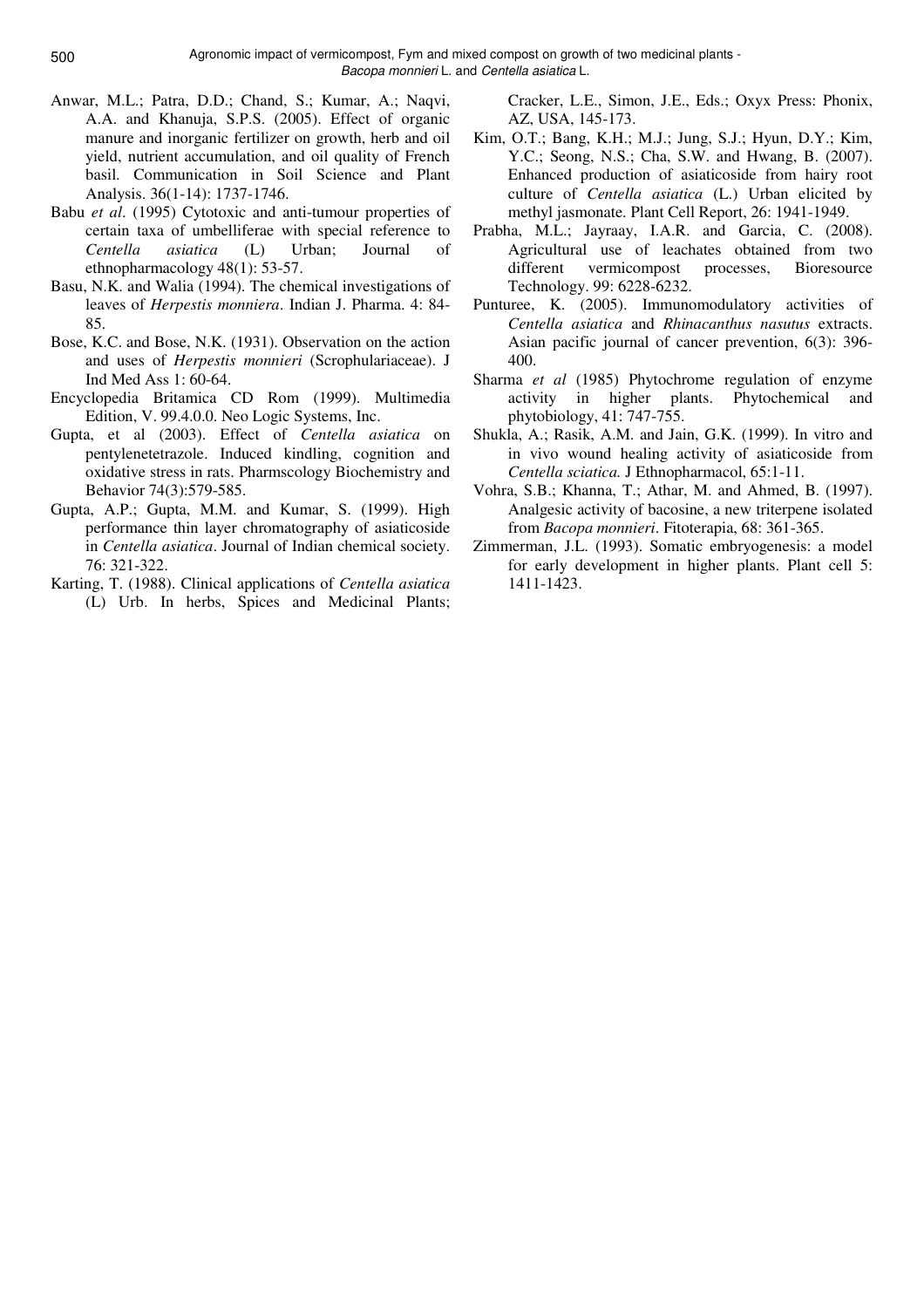Anwar, M.L.; Patra, D.D.; Chand, S.; Kumar, A.; Naqvi, A.A. and Khanuja, S.P.S. (2005). Effect of organic manure and inorganic fertilizer on growth, herb and oil yield, nutrient accumulation, and oil quality of French basil. Communication in Soil Science and Plant Analysis. 36(1-14): 1737-1746.

Babu *et al*. (1995) Cytotoxic and anti-tumour properties of certain taxa of umbelliferae with special reference to *Centella asiatica* (L) Urban; Journal of ethnopharmacology 48(1): 53-57.

Basu, N.K. and Walia (1994). The chemical investigations of leaves of *Herpestis monniera*. Indian J. Pharma. 4: 84-85.

Bose, K.C. and Bose, N.K. (1931). Observation on the action and uses of *Herpestis monnieri* (Scrophulariaceae). J Ind Med Ass 1: 60-64.

Encyclopedia Britamica CD Rom (1999). Multimedia Edition, V. 99.4.0.0. Neo Logic Systems, Inc.

Gupta, et al (2003). Effect of *Centella asiatica* on pentylenetetrazole. Induced kindling, cognition and oxidative stress in rats. Pharmscology Biochemistry and Behavior 74(3):579-585.

Gupta, A.P.; Gupta, M.M. and Kumar, S. (1999). High performance thin layer chromatography of asiaticoside in *Centella asiatica*. Journal of Indian chemical society. 76: 321-322.

Karting, T. (1988). Clinical applications of *Centella asiatica* (L) Urb. In herbs, Spices and Medicinal Plants; Cracker, L.E., Simon, J.E., Eds.; Oxyx Press: Phonix, AZ, USA, 145-173.

Kim, O.T.; Bang, K.H.; M.J.; Jung, S.J.; Hyun, D.Y.; Kim, Y.C.; Seong, N.S.; Cha, S.W. and Hwang, B. (2007). Enhanced production of asiaticoside from hairy root culture of *Centella asiatica* (L.) Urban elicited by methyl jasmonate. Plant Cell Report, 26: 1941-1949.

Prabha, M.L.; Jayraay, I.A.R. and Garcia, C. (2008). Agricultural use of leachates obtained from two different vermicompost processes, Bioresource Technology. 99: 6228-6232.

Punturee, K. (2005). Immunomodulatory activities of *Centella asiatica* and *Rhinacanthus nasutus* extracts. Asian pacific journal of cancer prevention, 6(3): 396-400.

Sharma *et al* (1985) Phytochrome regulation of enzyme activity in higher plants. Phytochemical and phytobiology, 41: 747-755.

Shukla, A.; Rasik, A.M. and Jain, G.K. (1999). In vitro and in vivo wound healing activity of asiaticoside from *Centella sciatica.* J Ethnopharmacol, 65:1-11.

Vohra, S.B.; Khanna, T.; Athar, M. and Ahmed, B. (1997). Analgesic activity of bacosine, a new triterpene isolated from *Bacopa monnieri*. Fitoterapia, 68: 361-365.

Zimmerman, J.L. (1993). Somatic embryogenesis: a model for early development in higher plants. Plant cell 5: 1411-1423.